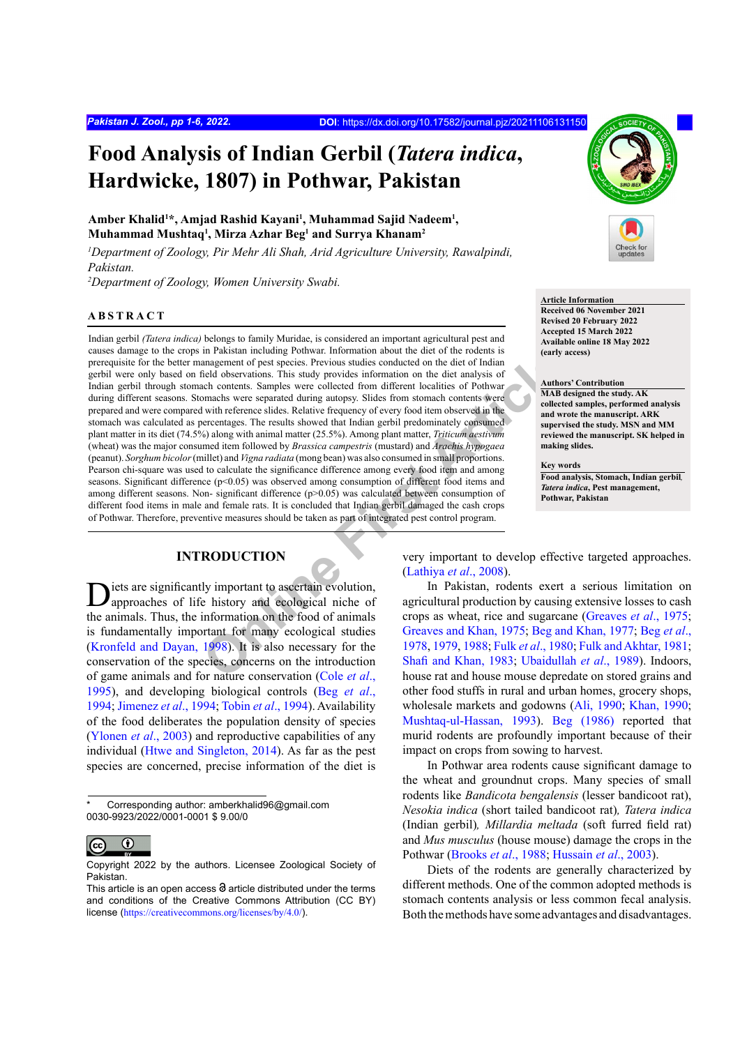# Food Analysis of Indian Gerbil (*Tatera indica*, Hardwicke, 1807) in Pothwar, Pakistan

**Amber Khalid[1]*, Amjad Rashid Kayani[1], Muhammad Sajid Nadeem[1], Muhammad Mushtaq[1], Mirza Azhar Beg[1] and Surrya Khanam[2]**

[1]*Department of Zoology, Pir Mehr Ali Shah, Arid Agriculture University, Rawalpindi, Pakistan.*

[2]*Department of Zoology, Women University Swabi.*

**Article Information**
Received 06 November 2021
Revised 20 February 2022
Accepted 15 March 2022
Available online 18 May 2022
(early access)

**Authors' Contribution**
MAB designed the study. AK collected samples, performed analysis and wrote the manuscript. ARK supervised the study. MSN and MM reviewed the manuscript. SK helped in making slides.

**Key words**
Food analysis, Stomach, Indian gerbil, *Tatera indica*, Pest management, Pothwar, Pakistan

## ABSTRACT

Indian gerbil *(Tatera indica)* belongs to family Muridae, is considered an important agricultural pest and causes damage to the crops in Pakistan including Pothwar. Information about the diet of the rodents is prerequisite for the better management of pest species. Previous studies conducted on the diet of Indian gerbil were only based on field observations. This study provides information on the diet analysis of Indian gerbil through stomach contents. Samples were collected from different localities of Pothwar during different seasons. Stomachs were separated during autopsy. Slides from stomach contents were prepared and were compared with reference slides. Relative frequency of every food item observed in the stomach was calculated as percentages. The results showed that Indian gerbil predominately consumed plant matter in its diet (74.5%) along with animal matter (25.5%). Among plant matter, *Triticum aestivum* (wheat) was the major consumed item followed by *Brassica campestris* (mustard) and *Arachis hypogaea* (peanut). *Sorghum bicolor* (millet) and *Vigna radiata* (mong bean) was also consumed in small proportions. Pearson chi-square was used to calculate the significance difference among every food item and among seasons. Significant difference ($p<0.05$) was observed among consumption of different food items and among different seasons. Non- significant difference ($p>0.05$) was calculated between consumption of different food items in male and female rats. It is concluded that Indian gerbil damaged the cash crops of Pothwar. Therefore, preventive measures should be taken as part of integrated pest control program.

## INTRODUCTION

Diets are significantly important to ascertain evolution, approaches of life history and ecological niche of the animals. Thus, the information on the food of animals is fundamentally important for many ecological studies (Kronfeld and Dayan, 1998). It is also necessary for the conservation of the species, concerns on the introduction of game animals and for nature conservation (Cole *et al*., 1995), and developing biological controls (Beg *et al*., 1994; Jimenez *et al*., 1994; Tobin *et al*., 1994). Availability of the food deliberates the population density of species (Ylonen *et al*., 2003) and reproductive capabilities of any individual (Htwe and Singleton, 2014). As far as the pest species are concerned, precise information of the diet is very important to develop effective targeted approaches. (Lathiya *et al*., 2008).

In Pakistan, rodents exert a serious limitation on agricultural production by causing extensive losses to cash crops as wheat, rice and sugarcane (Greaves *et al*., 1975; Greaves and Khan, 1975; Beg and Khan, 1977; Beg *et al*., 1978, 1979, 1988; Fulk *et al*., 1980; Fulk and Akhtar, 1981; Shafi and Khan, 1983; Ubaidullah *et al*., 1989). Indoors, house rat and house mouse depredate on stored grains and other food stuffs in rural and urban homes, grocery shops, wholesale markets and godowns (Ali, 1990; Khan, 1990; Mushtaq-ul-Hassan, 1993). Beg (1986) reported that murid rodents are profoundly important because of their impact on crops from sowing to harvest.

In Pothwar area rodents cause significant damage to the wheat and groundnut crops. Many species of small rodents like *Bandicota bengalensis* (lesser bandicoot rat), *Nesokia indica* (short tailed bandicoot rat), *Tatera indica* (Indian gerbil), *Millardia meltada* (soft furred field rat) and *Mus musculus* (house mouse) damage the crops in the Pothwar (Brooks *et al*., 1988; Hussain *et al*., 2003).

Diets of the rodents are generally characterized by different methods. One of the common adopted methods is stomach contents analysis or less common fecal analysis. Both the methods have some advantages and disadvantages.

\* Corresponding author: amberkhalid96@gmail.com
0030-9923/2022/0001-0001 $ 9.00/0

Copyright 2022 by the authors. Licensee Zoological Society of Pakistan.
This article is an open access article distributed under the terms and conditions of the Creative Commons Attribution (CC BY) license (https://creativecommons.org/licenses/by/4.0/).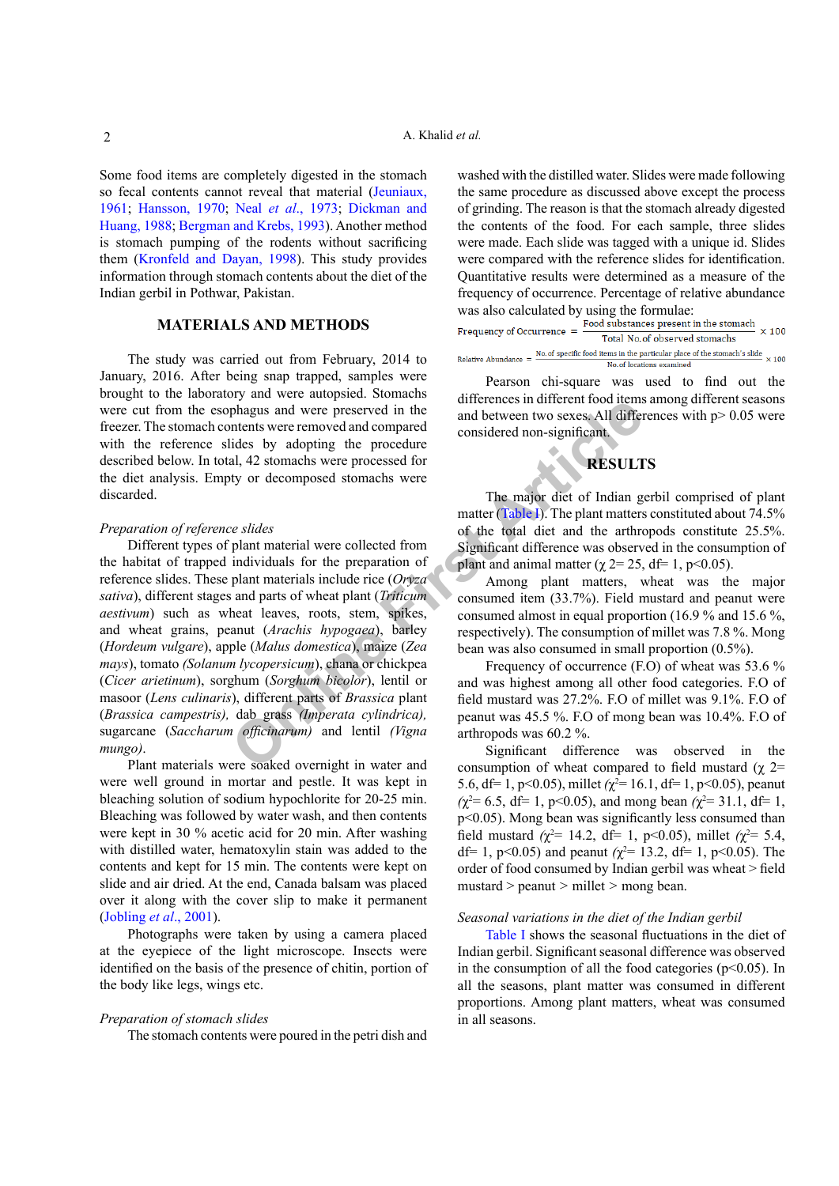Some food items are completely digested in the stomach so fecal contents cannot reveal that material (Jeuniaux, 1961; Hansson, 1970; Neal *et al*., 1973; Dickman and Huang, 1988; Bergman and Krebs, 1993). Another method is stomach pumping of the rodents without sacrificing them (Kronfeld and Dayan, 1998). This study provides information through stomach contents about the diet of the Indian gerbil in Pothwar, Pakistan.

## MATERIALS AND METHODS

The study was carried out from February, 2014 to January, 2016. After being snap trapped, samples were brought to the laboratory and were autopsied. Stomachs were cut from the esophagus and were preserved in the freezer. The stomach contents were removed and compared with the reference slides by adopting the procedure described below. In total, 42 stomachs were processed for the diet analysis. Empty or decomposed stomachs were discarded.

*Preparation of reference slides*

Different types of plant material were collected from the habitat of trapped individuals for the preparation of reference slides. These plant materials include rice (*Oryza sativa*), different stages and parts of wheat plant (*Triticum aestivum*) such as wheat leaves, roots, stem, spikes, and wheat grains, peanut (*Arachis hypogaea*), barley (*Hordeum vulgare*), apple (*Malus domestica*), maize (*Zea mays*), tomato *(Solanum lycopersicum*), chana or chickpea (*Cicer arietinum*), sorghum (*Sorghum bicolor*), lentil or masoor (*Lens culinaris*), different parts of *Brassica* plant (*Brassica campestris),* dab grass *(Imperata cylindrica),* sugarcane (*Saccharum officinarum)* and lentil *(Vigna mungo)*.

Plant materials were soaked overnight in water and were well ground in mortar and pestle. It was kept in bleaching solution of sodium hypochlorite for 20-25 min. Bleaching was followed by water wash, and then contents were kept in 30 % acetic acid for 20 min. After washing with distilled water, hematoxylin stain was added to the contents and kept for 15 min. The contents were kept on slide and air dried. At the end, Canada balsam was placed over it along with the cover slip to make it permanent (Jobling *et al*., 2001).

Photographs were taken by using a camera placed at the eyepiece of the light microscope. Insects were identified on the basis of the presence of chitin, portion of the body like legs, wings etc.

*Preparation of stomach slides*

The stomach contents were poured in the petri dish and washed with the distilled water. Slides were made following the same procedure as discussed above except the process of grinding. The reason is that the stomach already digested the contents of the food. For each sample, three slides were made. Each slide was tagged with a unique id. Slides were compared with the reference slides for identification. Quantitative results were determined as a measure of the frequency of occurrence. Percentage of relative abundance was also calculated by using the formulae:

$$\text{Frequency of Occurrence} = \frac{\text{Food substances present in the stomach}}{\text{Total No. of observed stomachs}} \times 100$$

$$\text{Relative Abundance} = \frac{\text{No. of specific food items in the particular place of the stomach's slide}}{\text{No. of locations examined}} \times 100$$

Pearson chi-square was used to find out the differences in different food items among different seasons and between two sexes. All differences with $p > 0.05$ were considered non-significant.

## RESULTS

The major diet of Indian gerbil comprised of plant matter (Table I). The plant matters constituted about 74.5% of the total diet and the arthropods constitute 25.5%. Significant difference was observed in the consumption of plant and animal matter ($\chi^2 = 25$, df= 1, $p<0.05$).

Among plant matters, wheat was the major consumed item (33.7%). Field mustard and peanut were consumed almost in equal proportion (16.9 % and 15.6 %, respectively). The consumption of millet was 7.8 %. Mong bean was also consumed in small proportion (0.5%).

Frequency of occurrence (F.O) of wheat was 53.6 % and was highest among all other food categories. F.O of field mustard was 27.2%. F.O of millet was 9.1%. F.O of peanut was 45.5 %. F.O of mong bean was 10.4%. F.O of arthropods was 60.2 %.

Significant difference was observed in the consumption of wheat compared to field mustard ($\chi^2 = 5.6$, df= 1, $p<0.05$), millet ($\chi^2 = 16.1$, df= 1, $p<0.05$), peanut ($\chi^2 = 6.5$, df= 1, $p<0.05$), and mong bean ($\chi^2 = 31.1$, df= 1, $p<0.05$). Mong bean was significantly less consumed than field mustard ($\chi^2 = 14.2$, df= 1, $p<0.05$), millet ($\chi^2 = 5.4$, df= 1, $p<0.05$) and peanut ($\chi^2 = 13.2$, df= 1, $p<0.05$). The order of food consumed by Indian gerbil was wheat > field mustard > peanut > millet > mong bean.

*Seasonal variations in the diet of the Indian gerbil*

Table I shows the seasonal fluctuations in the diet of Indian gerbil. Significant seasonal difference was observed in the consumption of all the food categories ($p<0.05$). In all the seasons, plant matter was consumed in different proportions. Among plant matters, wheat was consumed in all seasons.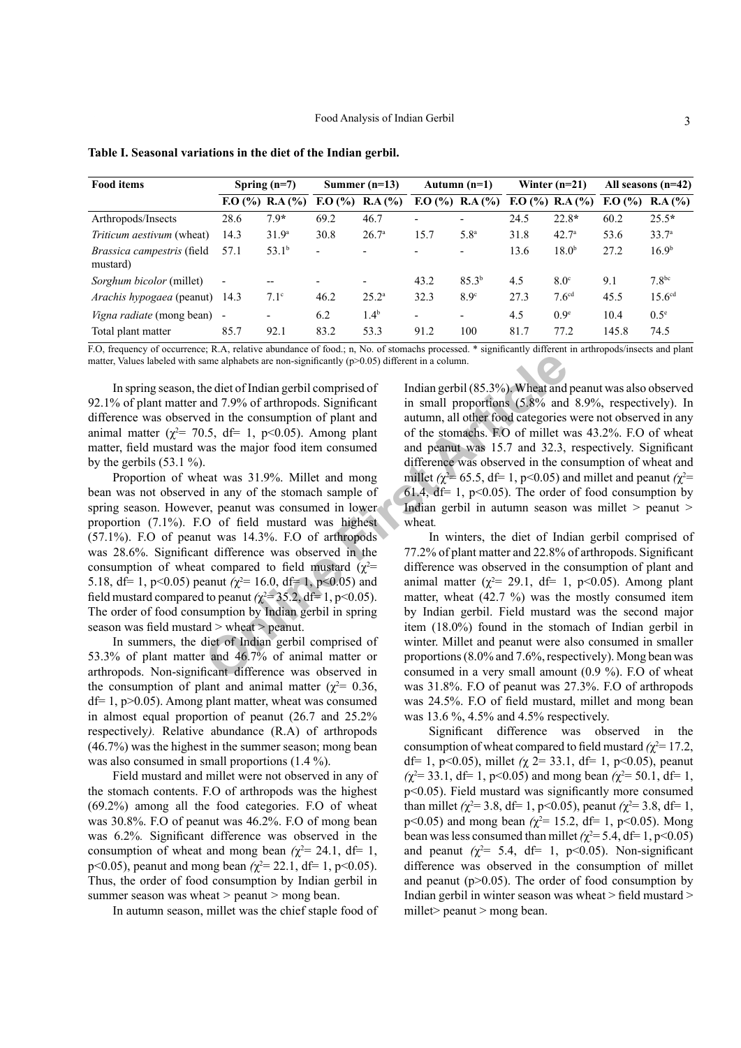**Table I. Seasonal variations in the diet of the Indian gerbil.**

| Food items | Spring (n=7) | | Summer (n=13) | | Autumn (n=1) | | Winter (n=21) | | All seasons (n=42) | |
|---|---|---|---|---|---|---|---|---|---|---|
| | F.O (%) | R.A (%) | F.O (%) | R.A (%) | F.O (%) | R.A (%) | F.O (%) | R.A (%) | F.O (%) | R.A (%) |
| Arthropods/Insects | 28.6 | 7.9* | 69.2 | 46.7 | - | - | 24.5 | 22.8* | 60.2 | 25.5* |
| *Triticum aestivum* (wheat) | 14.3 | 31.9$^a$ | 30.8 | 26.7$^a$ | 15.7 | 5.8$^a$ | 31.8 | 42.7$^a$ | 53.6 | 33.7$^a$ |
| *Brassica campestris* (field mustard) | 57.1 | 53.1$^b$ | - | - | - | - | 13.6 | 18.0$^b$ | 27.2 | 16.9$^b$ |
| *Sorghum bicolor* (millet) | - | -- | - | - | 43.2 | 85.3$^b$ | 4.5 | 8.0$^c$ | 9.1 | 7.8$^{bc}$ |
| *Arachis hypogaea* (peanut) | 14.3 | 7.1$^c$ | 46.2 | 25.2$^a$ | 32.3 | 8.9$^c$ | 27.3 | 7.6$^{cd}$ | 45.5 | 15.6$^{cd}$ |
| *Vigna radiate* (mong bean) | - | - | 6.2 | 1.4$^b$ | - | - | 4.5 | 0.9$^e$ | 10.4 | 0.5$^e$ |
| Total plant matter | 85.7 | 92.1 | 83.2 | 53.3 | 91.2 | 100 | 81.7 | 77.2 | 145.8 | 74.5 |

F.O, frequency of occurrence; R.A, relative abundance of food.; n, No. of stomachs processed. * significantly different in arthropods/insects and plant matter, Values labeled with same alphabets are non-significantly ($p>0.05$) different in a column.

In spring season, the diet of Indian gerbil comprised of 92.1% of plant matter and 7.9% of arthropods. Significant difference was observed in the consumption of plant and animal matter ($\chi^2$= 70.5, df= 1, $p<0.05$). Among plant matter, field mustard was the major food item consumed by the gerbils (53.1 %).

Proportion of wheat was 31.9%. Millet and mong bean was not observed in any of the stomach sample of spring season. However, peanut was consumed in lower proportion (7.1%). F.O of field mustard was highest (57.1%). F.O of peanut was 14.3%. F.O of arthropods was 28.6%. Significant difference was observed in the consumption of wheat compared to field mustard ($\chi^2$= 5.18, df= 1, $p<0.05$) peanut ($\chi^2$= 16.0, df= 1, $p<0.05$) and field mustard compared to peanut ($\chi^2$= 35.2, df= 1, $p<0.05$). The order of food consumption by Indian gerbil in spring season was field mustard > wheat > peanut.

In summers, the diet of Indian gerbil comprised of 53.3% of plant matter and 46.7% of animal matter or arthropods. Non-significant difference was observed in the consumption of plant and animal matter ($\chi^2$= 0.36, df= 1, $p>0.05$). Among plant matter, wheat was consumed in almost equal proportion of peanut (26.7 and 25.2% respectively). Relative abundance (R.A) of arthropods (46.7%) was the highest in the summer season; mong bean was also consumed in small proportions (1.4 %).

Field mustard and millet were not observed in any of the stomach contents. F.O of arthropods was the highest (69.2%) among all the food categories. F.O of wheat was 30.8%. F.O of peanut was 46.2%. F.O of mong bean was 6.2%. Significant difference was observed in the consumption of wheat and mong bean ($\chi^2$= 24.1, df= 1, $p<0.05$), peanut and mong bean ($\chi^2$= 22.1, df= 1, $p<0.05$). Thus, the order of food consumption by Indian gerbil in summer season was wheat > peanut > mong bean.

In autumn season, millet was the chief staple food of Indian gerbil (85.3%). Wheat and peanut was also observed in small proportions (5.8% and 8.9%, respectively). In autumn, all other food categories were not observed in any of the stomachs. F.O of millet was 43.2%. F.O of wheat and peanut was 15.7 and 32.3, respectively. Significant difference was observed in the consumption of wheat and millet ($\chi^2$= 65.5, df= 1, $p<0.05$) and millet and peanut ($\chi^2$= 61.4, df= 1, $p<0.05$). The order of food consumption by Indian gerbil in autumn season was millet > peanut > wheat.

In winters, the diet of Indian gerbil comprised of 77.2% of plant matter and 22.8% of arthropods. Significant difference was observed in the consumption of plant and animal matter ($\chi^2$= 29.1, df= 1, $p<0.05$). Among plant matter, wheat (42.7 %) was the mostly consumed item by Indian gerbil. Field mustard was the second major item (18.0%) found in the stomach of Indian gerbil in winter. Millet and peanut were also consumed in smaller proportions (8.0% and 7.6%, respectively). Mong bean was consumed in a very small amount (0.9 %). F.O of wheat was 31.8%. F.O of peanut was 27.3%. F.O of arthropods was 24.5%. F.O of field mustard, millet and mong bean was 13.6 %, 4.5% and 4.5% respectively.

Significant difference was observed in the consumption of wheat compared to field mustard ($\chi^2$= 17.2, df= 1, $p<0.05$), millet ($\chi^2$= 33.1, df= 1, $p<0.05$), peanut ($\chi^2$= 33.1, df= 1, $p<0.05$) and mong bean ($\chi^2$= 50.1, df= 1, $p<0.05$). Field mustard was significantly more consumed than millet ($\chi^2$= 3.8, df= 1, $p<0.05$), peanut ($\chi^2$= 3.8, df= 1, $p<0.05$) and mong bean ($\chi^2$= 15.2, df= 1, $p<0.05$). Mong bean was less consumed than millet ($\chi^2$= 5.4, df= 1, $p<0.05$) and peanut ($\chi^2$= 5.4, df= 1, $p<0.05$). Non-significant difference was observed in the consumption of millet and peanut ($p>0.05$). The order of food consumption by Indian gerbil in winter season was wheat > field mustard > millet> peanut > mong bean.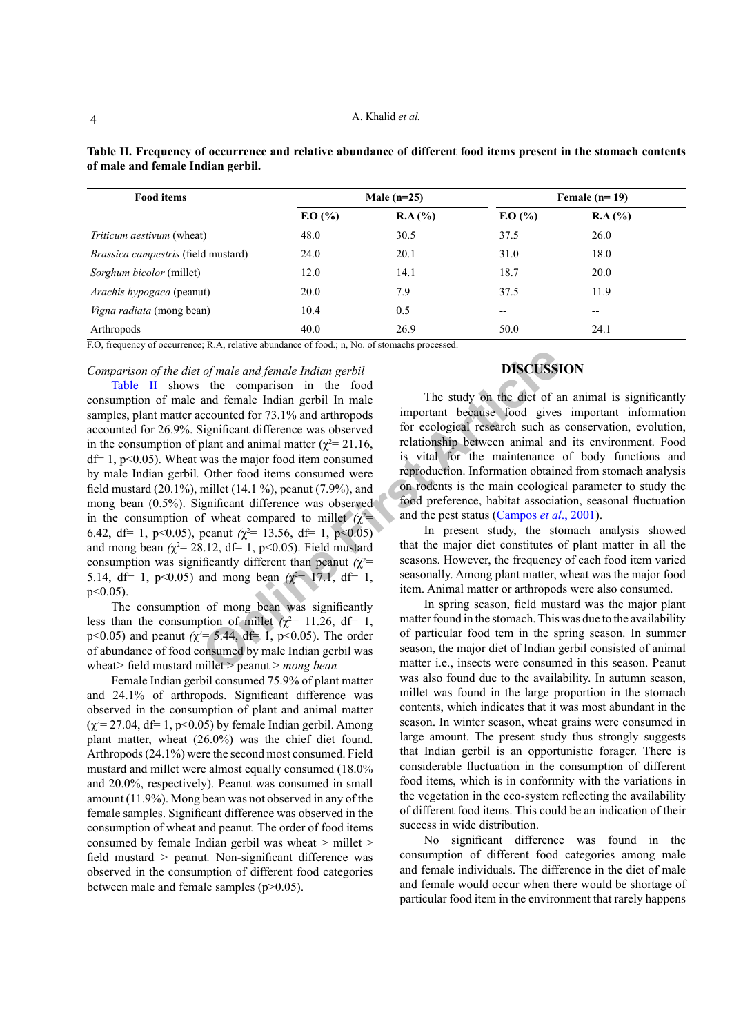**Table II. Frequency of occurrence and relative abundance of different food items present in the stomach contents of male and female Indian gerbil.**

| Food items | Male (n=25) | | Female (n= 19) | |
|---|---|---|---|---|
| | F.O (%) | R.A (%) | F.O (%) | R.A (%) |
| *Triticum aestivum* (wheat) | 48.0 | 30.5 | 37.5 | 26.0 |
| *Brassica campestris* (field mustard) | 24.0 | 20.1 | 31.0 | 18.0 |
| *Sorghum bicolor* (millet) | 12.0 | 14.1 | 18.7 | 20.0 |
| *Arachis hypogaea* (peanut) | 20.0 | 7.9 | 37.5 | 11.9 |
| *Vigna radiata* (mong bean) | 10.4 | 0.5 | -- | -- |
| Arthropods | 40.0 | 26.9 | 50.0 | 24.1 |

F.O, frequency of occurrence; R.A, relative abundance of food.; n, No. of stomachs processed.

*Comparison of the diet of male and female Indian gerbil*

Table II shows the comparison in the food consumption of male and female Indian gerbil In male samples, plant matter accounted for 73.1% and arthropods accounted for 26.9%. Significant difference was observed in the consumption of plant and animal matter ($\chi^2$= 21.16, df= 1, $p<0.05$). Wheat was the major food item consumed by male Indian gerbil*.* Other food items consumed were field mustard (20.1%), millet (14.1 %), peanut (7.9%), and mong bean (0.5%). Significant difference was observed in the consumption of wheat compared to millet ($\chi^2$= 6.42, df= 1, $p<0.05$), peanut ($\chi^2$= 13.56, df= 1, $p<0.05$) and mong bean ($\chi^2$= 28.12, df= 1, $p<0.05$). Field mustard consumption was significantly different than peanut ($\chi^2$= 5.14, df= 1, $p<0.05$) and mong bean ($\chi^2$= 17.1, df= 1, $p<0.05$).

The consumption of mong bean was significantly less than the consumption of millet ($\chi^2$= 11.26, df= 1, $p<0.05$) and peanut ($\chi^2$= 5.44, df= 1, $p<0.05$). The order of abundance of food consumed by male Indian gerbil was wheat> field mustard millet > peanut > *mong bean*

Female Indian gerbil consumed 75.9% of plant matter and 24.1% of arthropods. Significant difference was observed in the consumption of plant and animal matter ($\chi^2$= 27.04, df= 1, $p<0.05$) by female Indian gerbil. Among plant matter, wheat (26.0%) was the chief diet found. Arthropods (24.1%) were the second most consumed. Field mustard and millet were almost equally consumed (18.0% and 20.0%, respectively). Peanut was consumed in small amount (11.9%). Mong bean was not observed in any of the female samples. Significant difference was observed in the consumption of wheat and peanut*.* The order of food items consumed by female Indian gerbil was wheat > millet > field mustard > peanut*.* Non-significant difference was observed in the consumption of different food categories between male and female samples ($p>0.05$).

## DISCUSSION

The study on the diet of an animal is significantly important because food gives important information for ecological research such as conservation, evolution, relationship between animal and its environment. Food is vital for the maintenance of body functions and reproduction. Information obtained from stomach analysis on rodents is the main ecological parameter to study the food preference, habitat association, seasonal fluctuation and the pest status (Campos *et al*., 2001).

In present study, the stomach analysis showed that the major diet constitutes of plant matter in all the seasons. However, the frequency of each food item varied seasonally. Among plant matter, wheat was the major food item. Animal matter or arthropods were also consumed.

In spring season, field mustard was the major plant matter found in the stomach. This was due to the availability of particular food tem in the spring season. In summer season, the major diet of Indian gerbil consisted of animal matter i.e., insects were consumed in this season. Peanut was also found due to the availability. In autumn season, millet was found in the large proportion in the stomach contents, which indicates that it was most abundant in the season. In winter season, wheat grains were consumed in large amount. The present study thus strongly suggests that Indian gerbil is an opportunistic forager. There is considerable fluctuation in the consumption of different food items, which is in conformity with the variations in the vegetation in the eco-system reflecting the availability of different food items. This could be an indication of their success in wide distribution.

No significant difference was found in the consumption of different food categories among male and female individuals. The difference in the diet of male and female would occur when there would be shortage of particular food item in the environment that rarely happens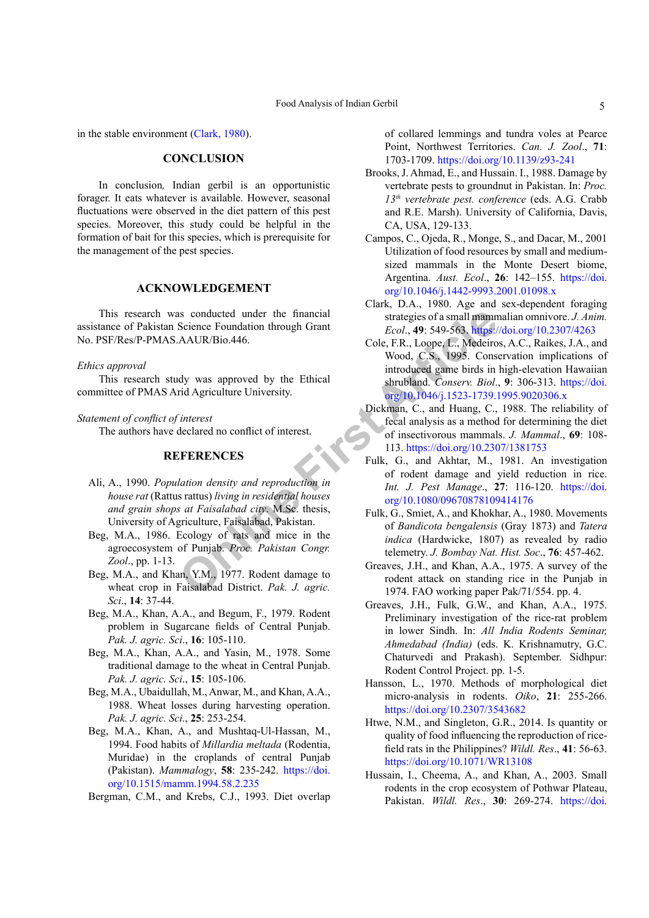in the stable environment (Clark, 1980).

## CONCLUSION

In conclusion, Indian gerbil is an opportunistic forager. It eats whatever is available. However, seasonal fluctuations were observed in the diet pattern of this pest species. Moreover, this study could be helpful in the formation of bait for this species, which is prerequisite for the management of the pest species.

## ACKNOWLEDGEMENT

This research was conducted under the financial assistance of Pakistan Science Foundation through Grant No. PSF/Res/P-PMAS.AAUR/Bio.446.

*Ethics approval*

This research study was approved by the Ethical committee of PMAS Arid Agriculture University.

*Statement of conflict of interest*

The authors have declared no conflict of interest.

## REFERENCES

Ali, A., 1990. *Population density and reproduction in house rat* (Rattus rattus) *living in residential houses and grain shops at Faisalabad city*. M.Sc. thesis, University of Agriculture, Faisalabad, Pakistan.

Beg, M.A., 1986. Ecology of rats and mice in the agroecosystem of Punjab. *Proc. Pakistan Congr. Zool*., pp. 1-13.

Beg, M.A., and Khan, Y.M., 1977. Rodent damage to wheat crop in Faisalabad District. *Pak. J. agric. Sci*., **14**: 37-44.

Beg, M.A., Khan, A.A., and Begum, F., 1979. Rodent problem in Sugarcane fields of Central Punjab. *Pak. J. agric. Sci*., **16**: 105-110.

Beg, M.A., Khan, A.A., and Yasin, M., 1978. Some traditional damage to the wheat in Central Punjab. *Pak. J. agric. Sci*., **15**: 105-106.

Beg, M.A., Ubaidullah, M., Anwar, M., and Khan, A.A., 1988. Wheat losses during harvesting operation. *Pak. J. agric. Sci*., **25**: 253-254.

Beg, M.A., Khan, A., and Mushtaq-Ul-Hassan, M., 1994. Food habits of *Millardia meltada* (Rodentia, Muridae) in the croplands of central Punjab (Pakistan). *Mammalogy*, **58**: 235-242. https://doi.org/10.1515/mamm.1994.58.2.235

Bergman, C.M., and Krebs, C.J., 1993. Diet overlap of collared lemmings and tundra voles at Pearce Point, Northwest Territories. *Can. J. Zool*., **71**: 1703-1709. https://doi.org/10.1139/z93-241

Brooks, J. Ahmad, E., and Hussain. I., 1988. Damage by vertebrate pests to groundnut in Pakistan. In: *Proc. 13th vertebrate pest. conference* (eds. A.G. Crabb and R.E. Marsh). University of California, Davis, CA, USA, 129-133.

Campos, C., Ojeda, R., Monge, S., and Dacar, M., 2001 Utilization of food resources by small and medium-sized mammals in the Monte Desert biome, Argentina. *Aust. Ecol*., **26**: 142–155. https://doi.org/10.1046/j.1442-9993.2001.01098.x

Clark, D.A., 1980. Age and sex-dependent foraging strategies of a small mammalian omnivore. *J. Anim. Ecol*., **49**: 549-563. https://doi.org/10.2307/4263

Cole, F.R., Loope, L., Medeiros, A.C., Raikes, J.A., and Wood, C.S., 1995. Conservation implications of introduced game birds in high-elevation Hawaiian shrubland. *Conserv. Biol*., **9**: 306-313. https://doi.org/10.1046/j.1523-1739.1995.9020306.x

Dickman, C., and Huang, C., 1988. The reliability of fecal analysis as a method for determining the diet of insectivorous mammals. *J. Mammal*., **69**: 108-113. https://doi.org/10.2307/1381753

Fulk, G., and Akhtar, M., 1981. An investigation of rodent damage and yield reduction in rice. *Int. J. Pest Manage*., **27**: 116-120. https://doi.org/10.1080/09670878109414176

Fulk, G., Smiet, A., and Khokhar, A., 1980. Movements of *Bandicota bengalensis* (Gray 1873) and *Tatera indica* (Hardwicke, 1807) as revealed by radio telemetry. *J. Bombay Nat. Hist. Soc*., **76**: 457-462.

Greaves, J.H., and Khan, A.A., 1975. A survey of the rodent attack on standing rice in the Punjab in 1974. FAO working paper Pak/71/554. pp. 4.

Greaves, J.H., Fulk, G.W., and Khan, A.A., 1975. Preliminary investigation of the rice-rat problem in lower Sindh. In: *All India Rodents Seminar, Ahmedabad (India)* (eds. K. Krishnamurty, G.C. Chaturvedi and Prakash). September. Sidhpur: Rodent Control Project. pp. 1-5.

Hansson, L., 1970. Methods of morphological diet micro-analysis in rodents. *Oiko*, **21**: 255-266. https://doi.org/10.2307/3543682

Htwe, N.M., and Singleton, G.R., 2014. Is quantity or quality of food influencing the reproduction of rice-field rats in the Philippines? *Wildl. Res*., **41**: 56-63. https://doi.org/10.1071/WR13108

Hussain, I., Cheema, A., and Khan, A., 2003. Small rodents in the crop ecosystem of Pothwar Plateau, Pakistan. *Wildl. Res*., **30**: 269-274. https://doi.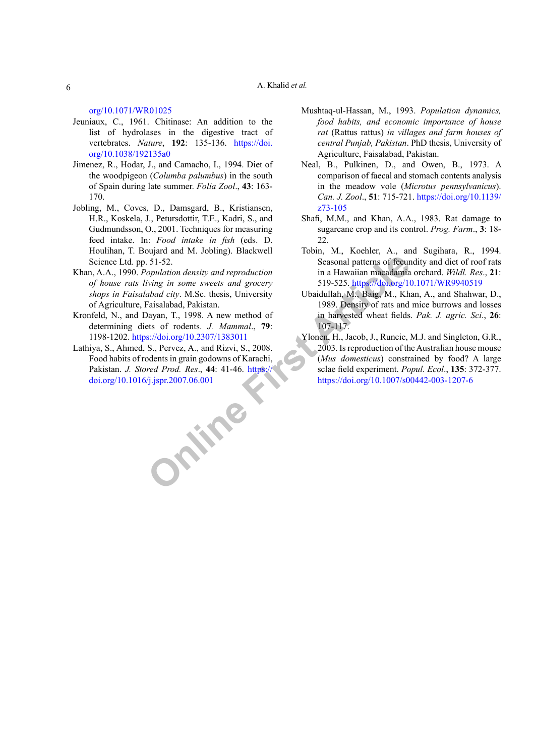org/10.1071/WR01025

Jeuniaux, C., 1961. Chitinase: An addition to the list of hydrolases in the digestive tract of vertebrates. *Nature*, **192**: 135-136. https://doi.org/10.1038/192135a0

Jimenez, R., Hodar, J., and Camacho, I., 1994. Diet of the woodpigeon (*Columba palumbus*) in the south of Spain during late summer. *Folia Zool*., **43**: 163-170.

Jobling, M., Coves, D., Damsgard, B., Kristiansen, H.R., Koskela, J., Petursdottir, T.E., Kadri, S., and Gudmundsson, O., 2001. Techniques for measuring feed intake. In: *Food intake in fish* (eds. D. Houlihan, T. Boujard and M. Jobling). Blackwell Science Ltd. pp. 51-52.

Khan, A.A., 1990. *Population density and reproduction of house rats living in some sweets and grocery shops in Faisalabad city*. M.Sc. thesis, University of Agriculture, Faisalabad, Pakistan.

Kronfeld, N., and Dayan, T., 1998. A new method of determining diets of rodents. *J. Mammal*., **79**: 1198-1202. https://doi.org/10.2307/1383011

Lathiya, S., Ahmed, S., Pervez, A., and Rizvi, S., 2008. Food habits of rodents in grain godowns of Karachi, Pakistan. *J. Stored Prod. Res*., **44**: 41-46. https://doi.org/10.1016/j.jspr.2007.06.001

Mushtaq-ul-Hassan, M., 1993. *Population dynamics, food habits, and economic importance of house rat* (Rattus rattus) *in villages and farm houses of central Punjab, Pakistan*. PhD thesis, University of Agriculture, Faisalabad, Pakistan.

Neal, B., Pulkinen, D., and Owen, B., 1973. A comparison of faecal and stomach contents analysis in the meadow vole (*Microtus pennsylvanicus*). *Can. J. Zool*., **51**: 715-721. https://doi.org/10.1139/z73-105

Shafi, M.M., and Khan, A.A., 1983. Rat damage to sugarcane crop and its control. *Prog. Farm*., **3**: 18-22.

Tobin, M., Koehler, A., and Sugihara, R., 1994. Seasonal patterns of fecundity and diet of roof rats in a Hawaiian macadamia orchard. *Wildl. Res*., **21**: 519-525. https://doi.org/10.1071/WR9940519

Ubaidullah, M., Baig, M., Khan, A., and Shahwar, D., 1989. Density of rats and mice burrows and losses in harvested wheat fields. *Pak. J. agric. Sci*., **26**: 107-117.

Ylonen, H., Jacob, J., Runcie, M.J. and Singleton, G.R., 2003. Is reproduction of the Australian house mouse (*Mus domesticus*) constrained by food? A large sclae field experiment. *Popul. Ecol*., **135**: 372-377. https://doi.org/10.1007/s00442-003-1207-6